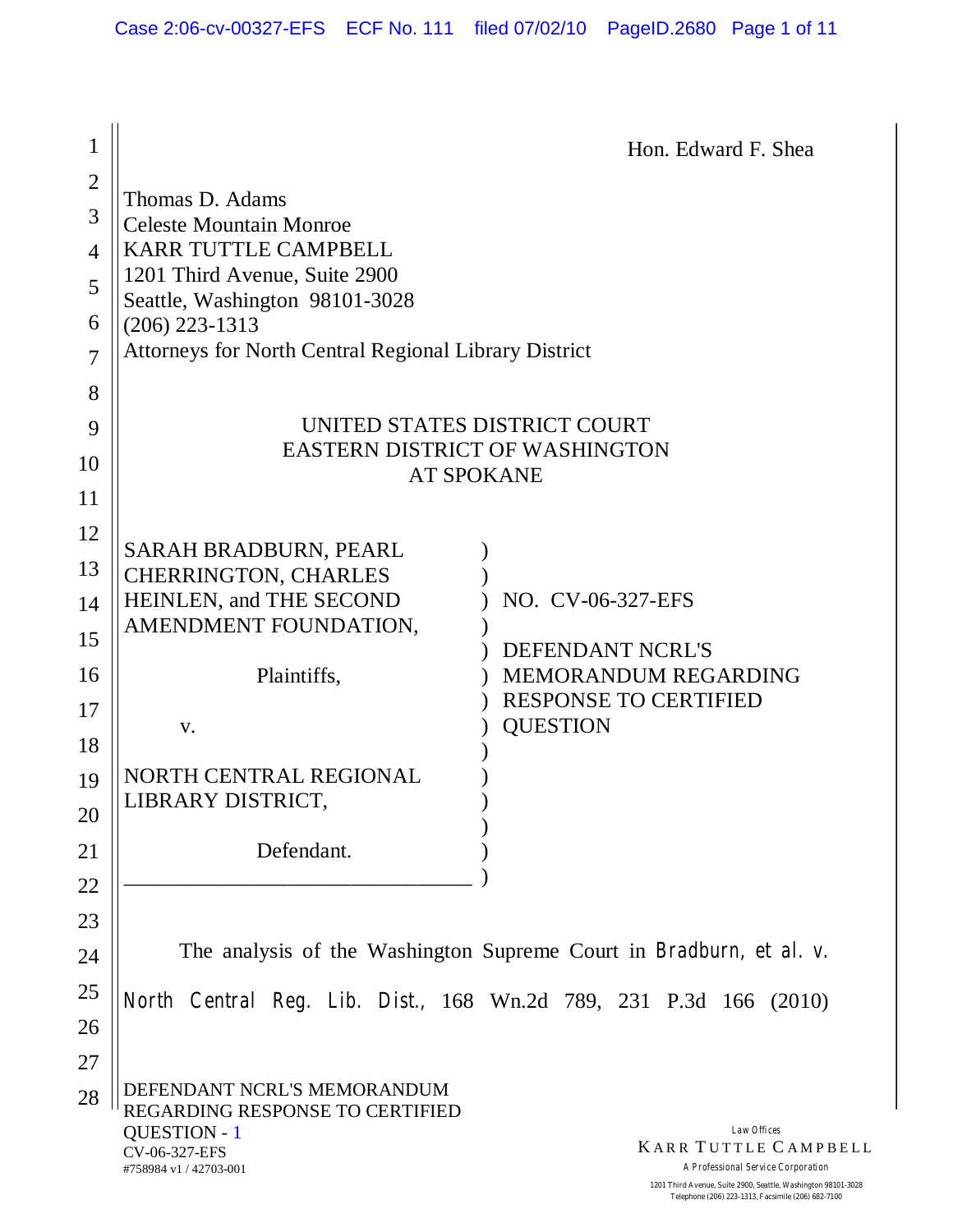Hon. Edward F. Shea

Thomas D. Adams
Celeste Mountain Monroe
KARR TUTTLE CAMPBELL
1201 Third Avenue, Suite 2900
Seattle, Washington 98101-3028
(206) 223-1313
Attorneys for North Central Regional Library District

UNITED STATES DISTRICT COURT
EASTERN DISTRICT OF WASHINGTON
AT SPOKANE

| | |
|---|---|
| SARAH BRADBURN, PEARL CHERRINGTON, CHARLES HEINLEN, and THE SECOND AMENDMENT FOUNDATION,<br><br>Plaintiffs,<br><br>v.<br><br>NORTH CENTRAL REGIONAL LIBRARY DISTRICT,<br><br>Defendant. | NO. CV-06-327-EFS<br><br>DEFENDANT NCRL'S MEMORANDUM REGARDING RESPONSE TO CERTIFIED QUESTION |

The analysis of the Washington Supreme Court in *Bradburn, et al. v. North Central Reg. Lib. Dist.*, 168 Wn.2d 789, 231 P.3d 166 (2010)

DEFENDANT NCRL'S MEMORANDUM REGARDING RESPONSE TO CERTIFIED QUESTION - 1
CV-06-327-EFS
#758984 v1 / 42703-001

Law Offices
KARR TUTTLE CAMPBELL
A Professional Service Corporation
1201 Third Avenue, Suite 2900, Seattle, Washington 98101-3028
Telephone (206) 223-1313, Facsimile (206) 682-7100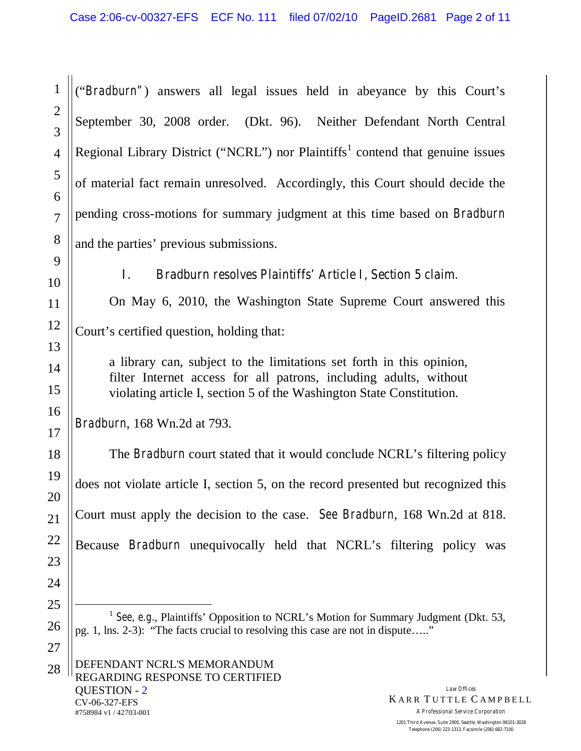("*Bradburn*") answers all legal issues held in abeyance by this Court's September 30, 2008 order. (Dkt. 96). Neither Defendant North Central Regional Library District ("NCRL") nor Plaintiffs[1] contend that genuine issues of material fact remain unresolved. Accordingly, this Court should decide the pending cross-motions for summary judgment at this time based on *Bradburn* and the parties' previous submissions.

## I. *Bradburn* resolves Plaintiffs' Article I, Section 5 claim.

On May 6, 2010, the Washington State Supreme Court answered this Court's certified question, holding that:

> a library can, subject to the limitations set forth in this opinion, filter Internet access for all patrons, including adults, without violating article I, section 5 of the Washington State Constitution.

*Bradburn*, 168 Wn.2d at 793.

The *Bradburn* court stated that it would conclude NCRL's filtering policy does not violate article I, section 5, on the record presented but recognized this Court must apply the decision to the case. *See Bradburn*, 168 Wn.2d at 818. Because *Bradburn* unequivocally held that NCRL's filtering policy was

---

[1] *See, e.g.*, Plaintiffs' Opposition to NCRL's Motion for Summary Judgment (Dkt. 53, pg. 1, lns. 2-3): "The facts crucial to resolving this case are not in dispute….."

DEFENDANT NCRL'S MEMORANDUM REGARDING RESPONSE TO CERTIFIED QUESTION - 2
CV-06-327-EFS
#758984 v1 / 42703-001

Law Offices
KARR TUTTLE CAMPBELL
A Professional Service Corporation
1201 Third Avenue, Suite 2900, Seattle, Washington 98101-3028
Telephone (206) 223-1313, Facsimile (206) 682-7100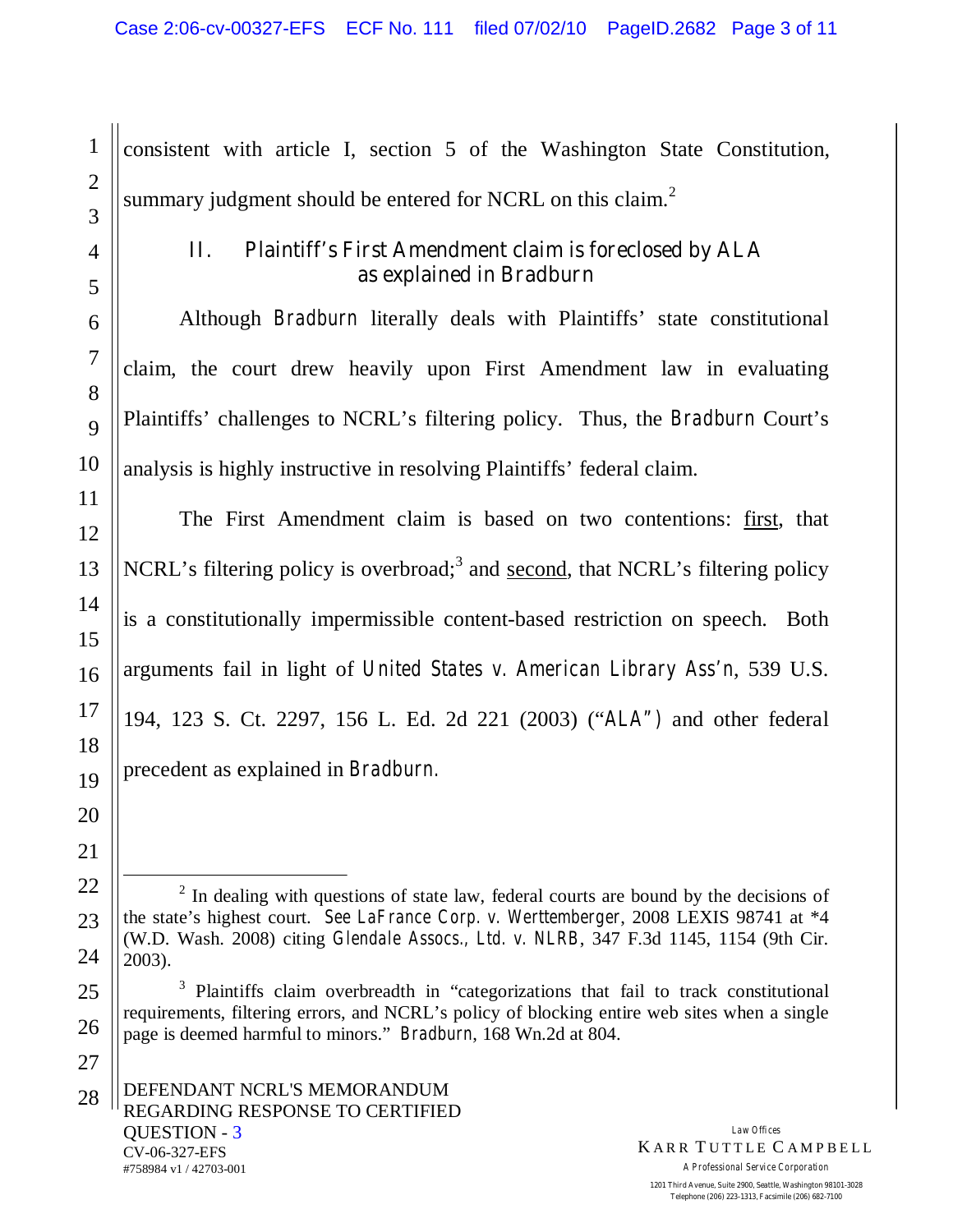consistent with article I, section 5 of the Washington State Constitution, summary judgment should be entered for NCRL on this claim.[2]

## II. Plaintiff's First Amendment claim is foreclosed by *ALA* as explained in *Bradburn*

Although *Bradburn* literally deals with Plaintiffs' state constitutional claim, the court drew heavily upon First Amendment law in evaluating Plaintiffs' challenges to NCRL's filtering policy. Thus, the *Bradburn* Court's analysis is highly instructive in resolving Plaintiffs' federal claim.

The First Amendment claim is based on two contentions: first, that NCRL's filtering policy is overbroad;[3] and second, that NCRL's filtering policy is a constitutionally impermissible content-based restriction on speech. Both arguments fail in light of *United States v. American Library Ass'n*, 539 U.S. 194, 123 S. Ct. 2297, 156 L. Ed. 2d 221 (2003) ("*ALA*") and other federal precedent as explained in *Bradburn*.

---

[2] In dealing with questions of state law, federal courts are bound by the decisions of the state's highest court. *See LaFrance Corp. v. Werttemberger*, 2008 LEXIS 98741 at *4 (W.D. Wash. 2008) citing *Glendale Assocs., Ltd. v. NLRB*, 347 F.3d 1145, 1154 (9th Cir. 2003).

[3] Plaintiffs claim overbreadth in "categorizations that fail to track constitutional requirements, filtering errors, and NCRL's policy of blocking entire web sites when a single page is deemed harmful to minors." *Bradburn*, 168 Wn.2d at 804.

DEFENDANT NCRL'S MEMORANDUM REGARDING RESPONSE TO CERTIFIED QUESTION - 3
CV-06-327-EFS
#758984 v1 / 42703-001

Law Offices
KARR TUTTLE CAMPBELL
A Professional Service Corporation
1201 Third Avenue, Suite 2900, Seattle, Washington 98101-3028
Telephone (206) 223-1313, Facsimile (206) 682-7100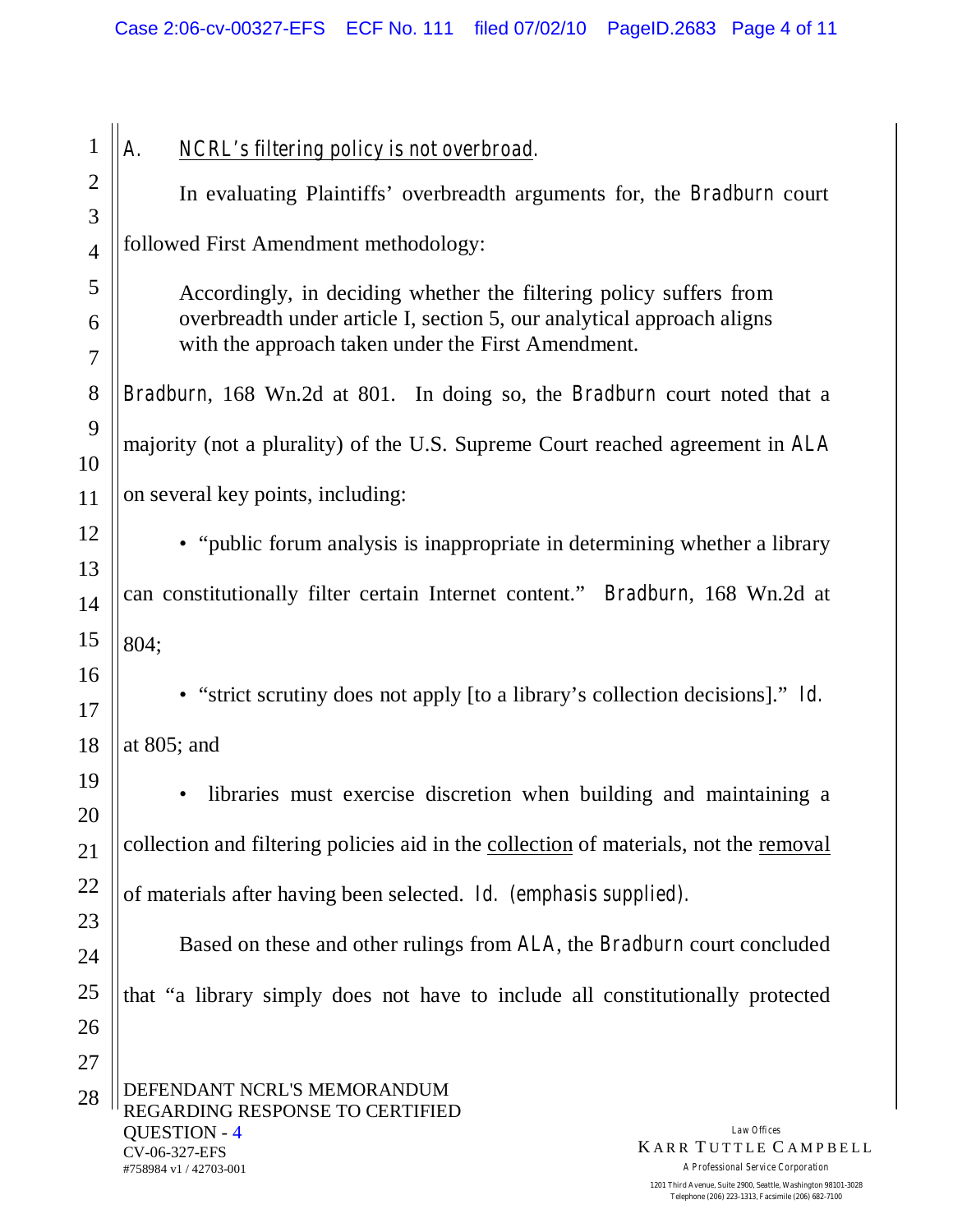## A. NCRL's filtering policy is not overbroad.

In evaluating Plaintiffs' overbreadth arguments for, the *Bradburn* court followed First Amendment methodology:

> Accordingly, in deciding whether the filtering policy suffers from overbreadth under article I, section 5, our analytical approach aligns with the approach taken under the First Amendment.

*Bradburn*, 168 Wn.2d at 801. In doing so, the *Bradburn* court noted that a majority (not a plurality) of the U.S. Supreme Court reached agreement in *ALA* on several key points, including:

- "public forum analysis is inappropriate in determining whether a library can constitutionally filter certain Internet content." *Bradburn*, 168 Wn.2d at 804;

- "strict scrutiny does not apply [to a library's collection decisions]." *Id.* at 805; and

- libraries must exercise discretion when building and maintaining a collection and filtering policies aid in the <u>collection</u> of materials, not the <u>removal</u> of materials after having been selected. *Id.* (emphasis supplied).

Based on these and other rulings from *ALA*, the *Bradburn* court concluded that "a library simply does not have to include all constitutionally protected

DEFENDANT NCRL'S MEMORANDUM REGARDING RESPONSE TO CERTIFIED QUESTION - 4
CV-06-327-EFS
#758984 v1 / 42703-001

Law Offices
KARR TUTTLE CAMPBELL
A Professional Service Corporation
1201 Third Avenue, Suite 2900, Seattle, Washington 98101-3028
Telephone (206) 223-1313, Facsimile (206) 682-7100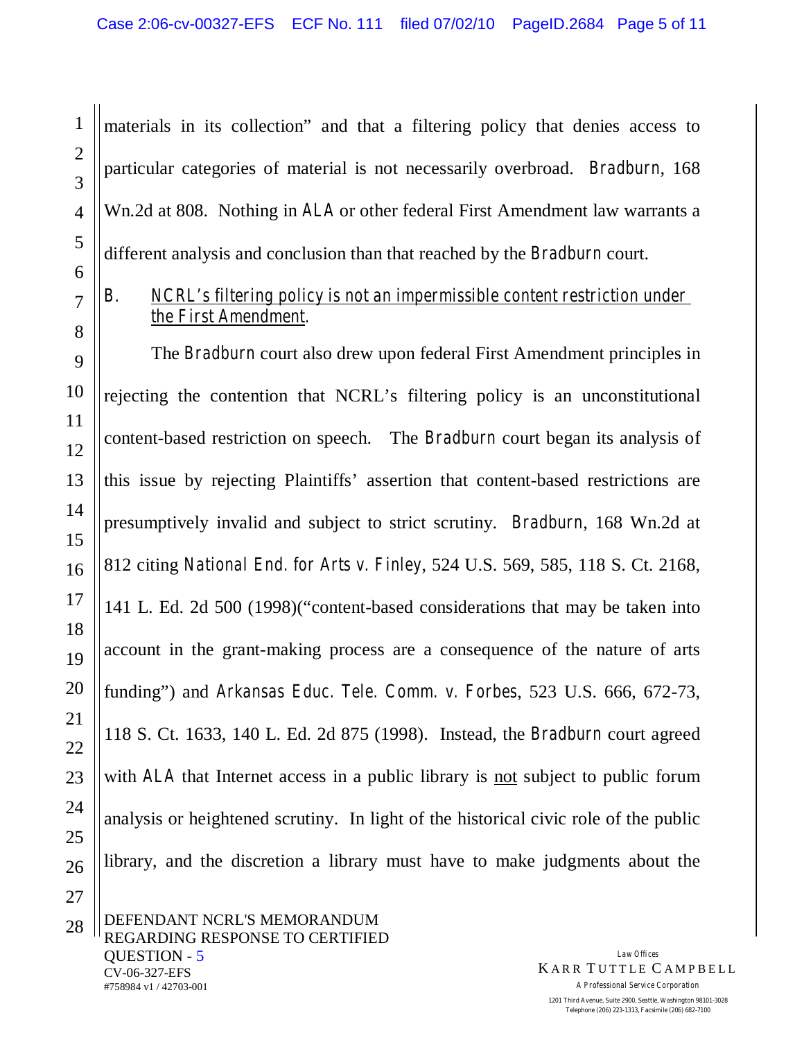materials in its collection" and that a filtering policy that denies access to particular categories of material is not necessarily overbroad. *Bradburn*, 168 Wn.2d at 808. Nothing in *ALA* or other federal First Amendment law warrants a different analysis and conclusion than that reached by the *Bradburn* court.

### B. *NCRL's filtering policy is not an impermissible content restriction under the First Amendment.*

The *Bradburn* court also drew upon federal First Amendment principles in rejecting the contention that NCRL's filtering policy is an unconstitutional content-based restriction on speech. The *Bradburn* court began its analysis of this issue by rejecting Plaintiffs' assertion that content-based restrictions are presumptively invalid and subject to strict scrutiny. *Bradburn*, 168 Wn.2d at 812 citing *National End. for Arts v. Finley*, 524 U.S. 569, 585, 118 S. Ct. 2168, 141 L. Ed. 2d 500 (1998)("content-based considerations that may be taken into account in the grant-making process are a consequence of the nature of arts funding") and *Arkansas Educ. Tele. Comm. v. Forbes*, 523 U.S. 666, 672-73, 118 S. Ct. 1633, 140 L. Ed. 2d 875 (1998). Instead, the *Bradburn* court agreed with *ALA* that Internet access in a public library is not subject to public forum analysis or heightened scrutiny. In light of the historical civic role of the public library, and the discretion a library must have to make judgments about the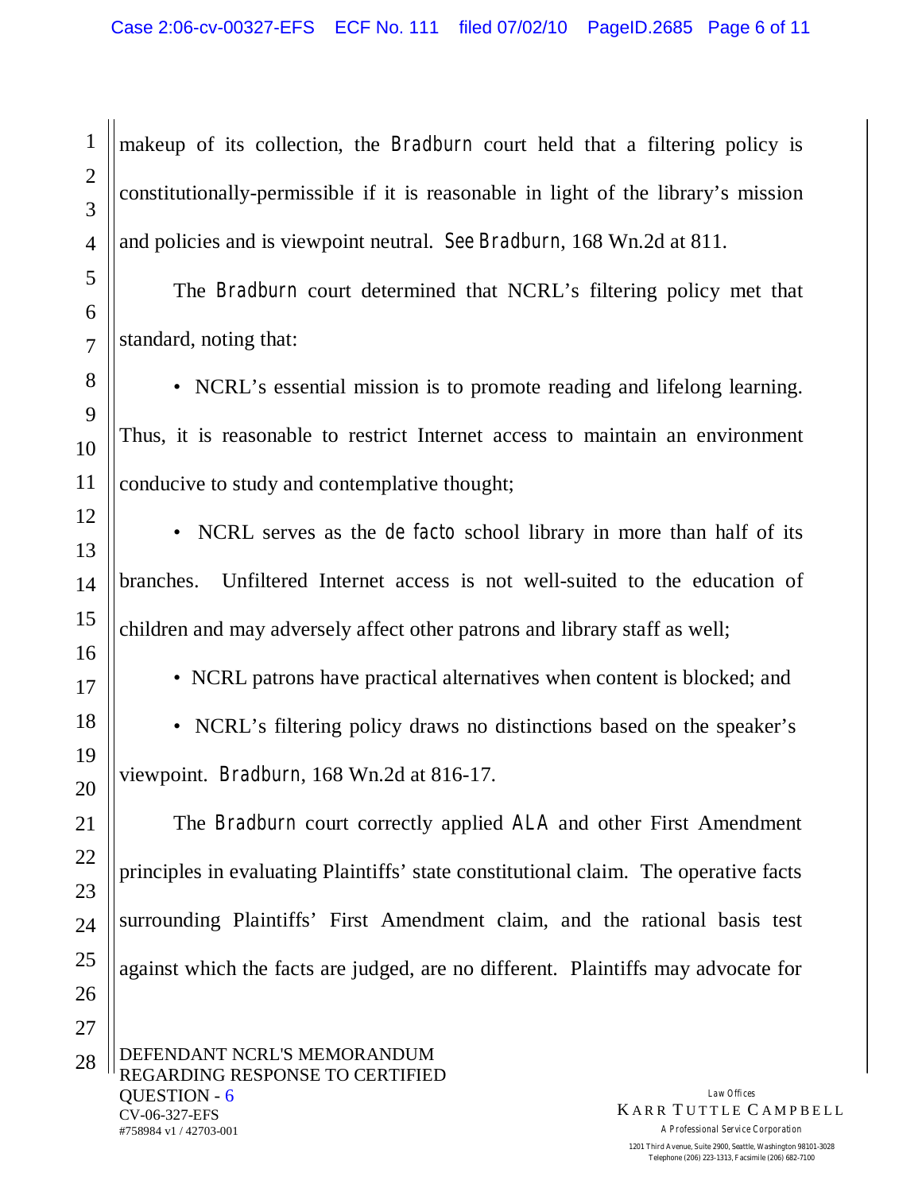makeup of its collection, the *Bradburn* court held that a filtering policy is constitutionally-permissible if it is reasonable in light of the library's mission and policies and is viewpoint neutral. *See Bradburn*, 168 Wn.2d at 811.

The *Bradburn* court determined that NCRL's filtering policy met that standard, noting that:

- NCRL's essential mission is to promote reading and lifelong learning. Thus, it is reasonable to restrict Internet access to maintain an environment conducive to study and contemplative thought;

- NCRL serves as the *de facto* school library in more than half of its branches. Unfiltered Internet access is not well-suited to the education of children and may adversely affect other patrons and library staff as well;

- NCRL patrons have practical alternatives when content is blocked; and

- NCRL's filtering policy draws no distinctions based on the speaker's viewpoint. *Bradburn*, 168 Wn.2d at 816-17.

The *Bradburn* court correctly applied *ALA* and other First Amendment principles in evaluating Plaintiffs' state constitutional claim. The operative facts surrounding Plaintiffs' First Amendment claim, and the rational basis test against which the facts are judged, are no different. Plaintiffs may advocate for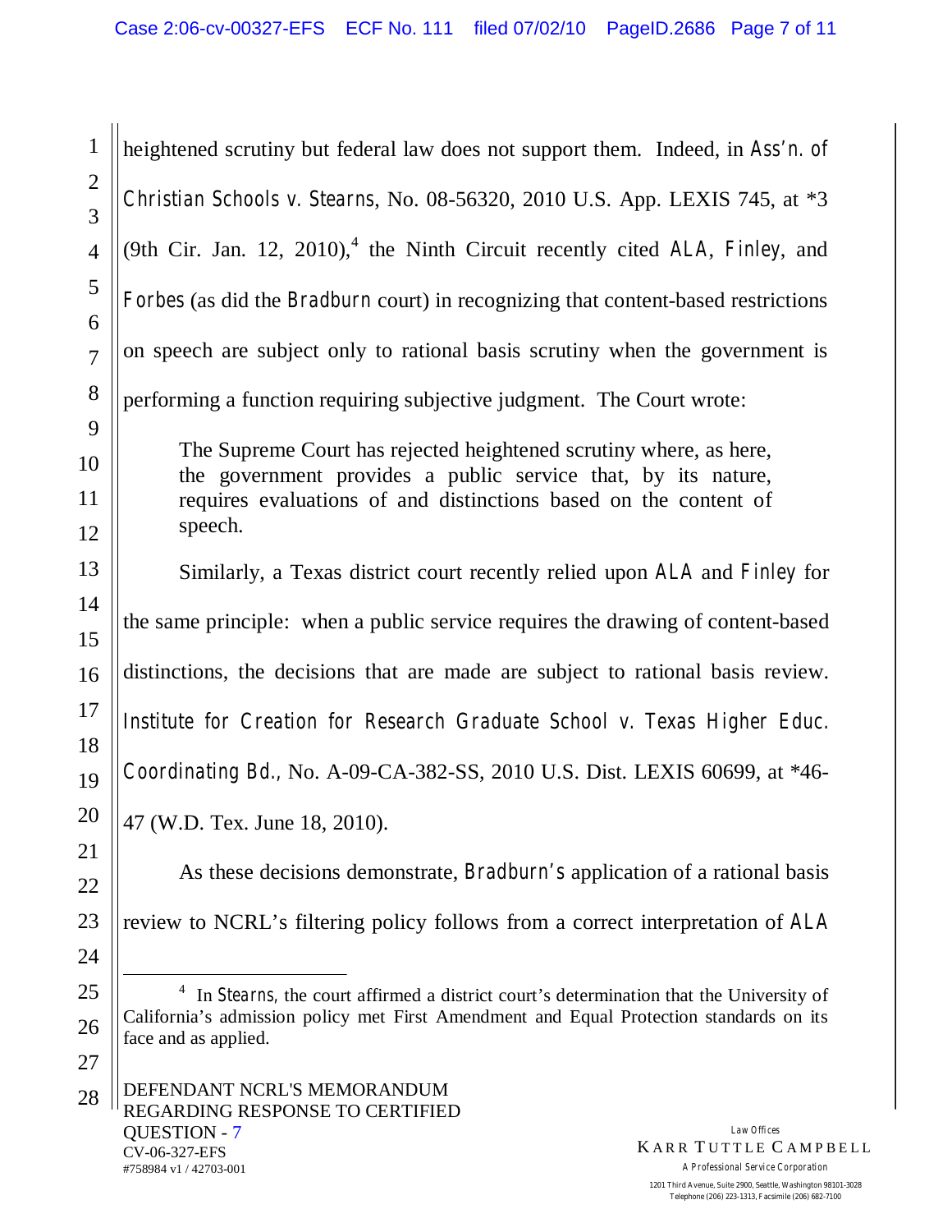heightened scrutiny but federal law does not support them. Indeed, in *Ass'n. of Christian Schools v. Stearns*, No. 08-56320, 2010 U.S. App. LEXIS 745, at *3 (9th Cir. Jan. 12, 2010),[4] the Ninth Circuit recently cited *ALA*, *Finley*, and *Forbes* (as did the *Bradburn* court) in recognizing that content-based restrictions on speech are subject only to rational basis scrutiny when the government is performing a function requiring subjective judgment. The Court wrote:

> The Supreme Court has rejected heightened scrutiny where, as here, the government provides a public service that, by its nature, requires evaluations of and distinctions based on the content of speech.

Similarly, a Texas district court recently relied upon *ALA* and *Finley* for the same principle: when a public service requires the drawing of content-based distinctions, the decisions that are made are subject to rational basis review. *Institute for Creation for Research Graduate School v. Texas Higher Educ. Coordinating Bd.*, No. A-09-CA-382-SS, 2010 U.S. Dist. LEXIS 60699, at *46-47 (W.D. Tex. June 18, 2010).

As these decisions demonstrate, *Bradburn's* application of a rational basis review to NCRL's filtering policy follows from a correct interpretation of *ALA*

---

[4] In *Stearns*, the court affirmed a district court's determination that the University of California's admission policy met First Amendment and Equal Protection standards on its face and as applied.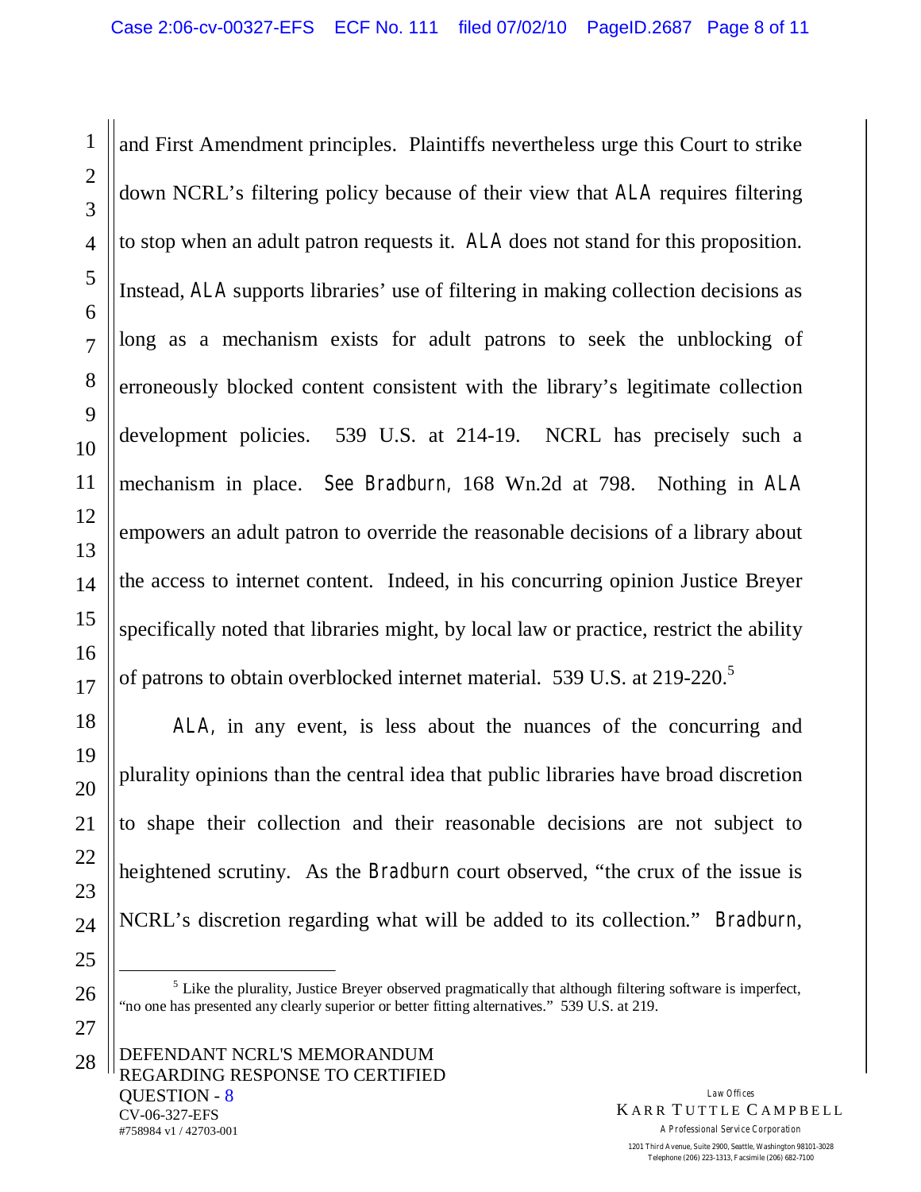and First Amendment principles. Plaintiffs nevertheless urge this Court to strike down NCRL's filtering policy because of their view that *ALA* requires filtering to stop when an adult patron requests it. *ALA* does not stand for this proposition. Instead, *ALA* supports libraries' use of filtering in making collection decisions as long as a mechanism exists for adult patrons to seek the unblocking of erroneously blocked content consistent with the library's legitimate collection development policies. 539 U.S. at 214-19. NCRL has precisely such a mechanism in place. *See Bradburn*, 168 Wn.2d at 798. Nothing in *ALA* empowers an adult patron to override the reasonable decisions of a library about the access to internet content. Indeed, in his concurring opinion Justice Breyer specifically noted that libraries might, by local law or practice, restrict the ability of patrons to obtain overblocked internet material. 539 U.S. at 219-220.[5]

*ALA*, in any event, is less about the nuances of the concurring and plurality opinions than the central idea that public libraries have broad discretion to shape their collection and their reasonable decisions are not subject to heightened scrutiny. As the *Bradburn* court observed, "the crux of the issue is NCRL's discretion regarding what will be added to its collection." *Bradburn*,

---

[5] Like the plurality, Justice Breyer observed pragmatically that although filtering software is imperfect, "no one has presented any clearly superior or better fitting alternatives." 539 U.S. at 219.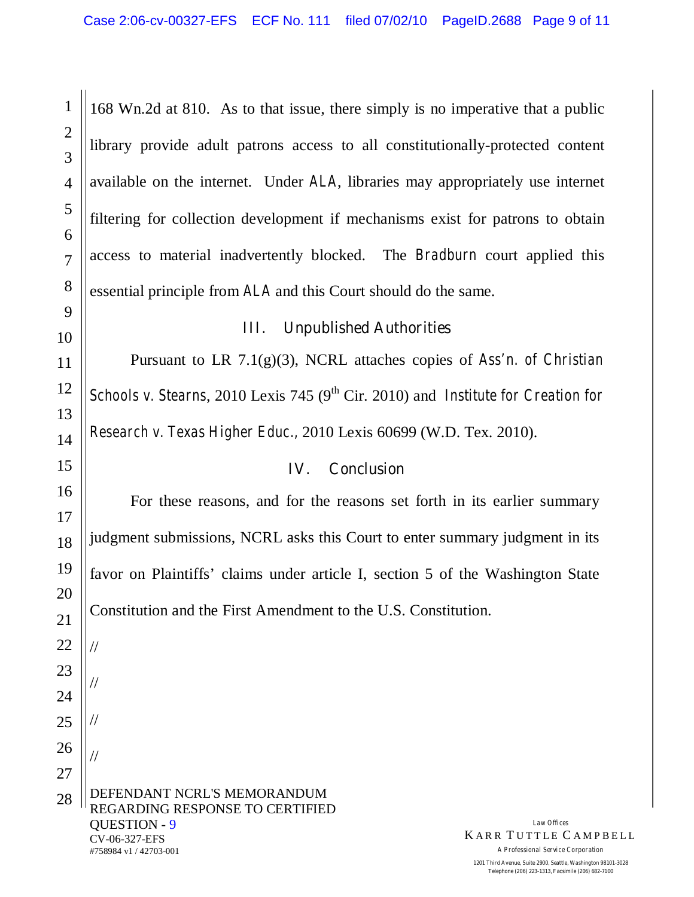168 Wn.2d at 810. As to that issue, there simply is no imperative that a public library provide adult patrons access to all constitutionally-protected content available on the internet. Under *ALA*, libraries may appropriately use internet filtering for collection development if mechanisms exist for patrons to obtain access to material inadvertently blocked. The *Bradburn* court applied this essential principle from *ALA* and this Court should do the same.

## III. Unpublished Authorities

Pursuant to LR 7.1(g)(3), NCRL attaches copies of *Ass'n. of Christian Schools v. Stearns*, 2010 Lexis 745 (9th Cir. 2010) and *Institute for Creation for Research v. Texas Higher Educ.*, 2010 Lexis 60699 (W.D. Tex. 2010).

## IV. Conclusion

For these reasons, and for the reasons set forth in its earlier summary judgment submissions, NCRL asks this Court to enter summary judgment in its favor on Plaintiffs' claims under article I, section 5 of the Washington State Constitution and the First Amendment to the U.S. Constitution.

//

//

//

//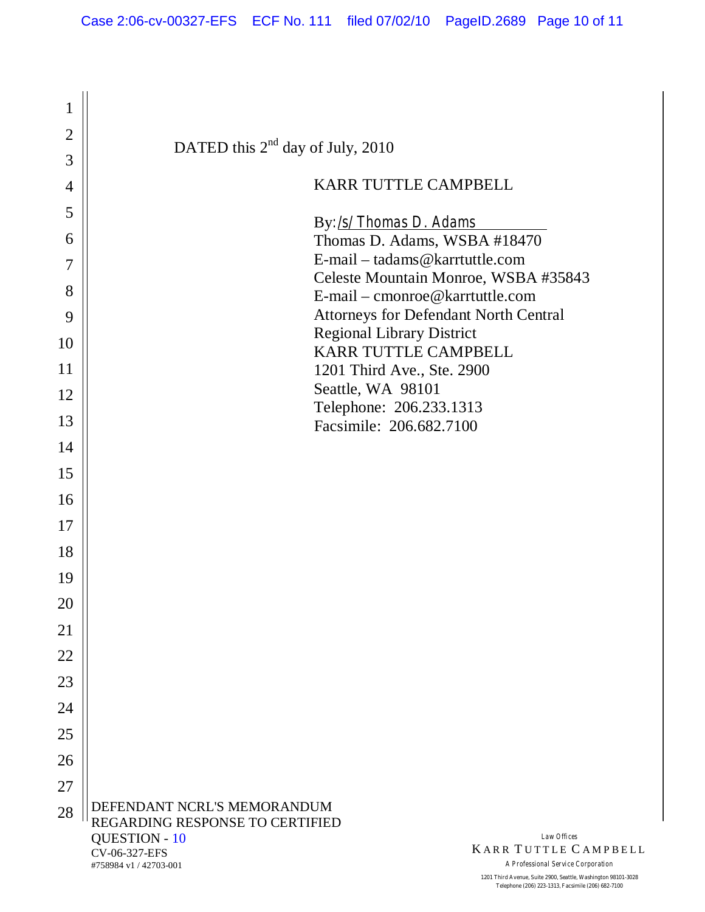DATED this 2nd day of July, 2010

KARR TUTTLE CAMPBELL

By: /s/ Thomas D. Adams
Thomas D. Adams, WSBA #18470
E-mail – tadams@karrtuttle.com
Celeste Mountain Monroe, WSBA #35843
E-mail – cmonroe@karrtuttle.com
Attorneys for Defendant North Central Regional Library District
KARR TUTTLE CAMPBELL
1201 Third Ave., Ste. 2900
Seattle, WA 98101
Telephone: 206.233.1313
Facsimile: 206.682.7100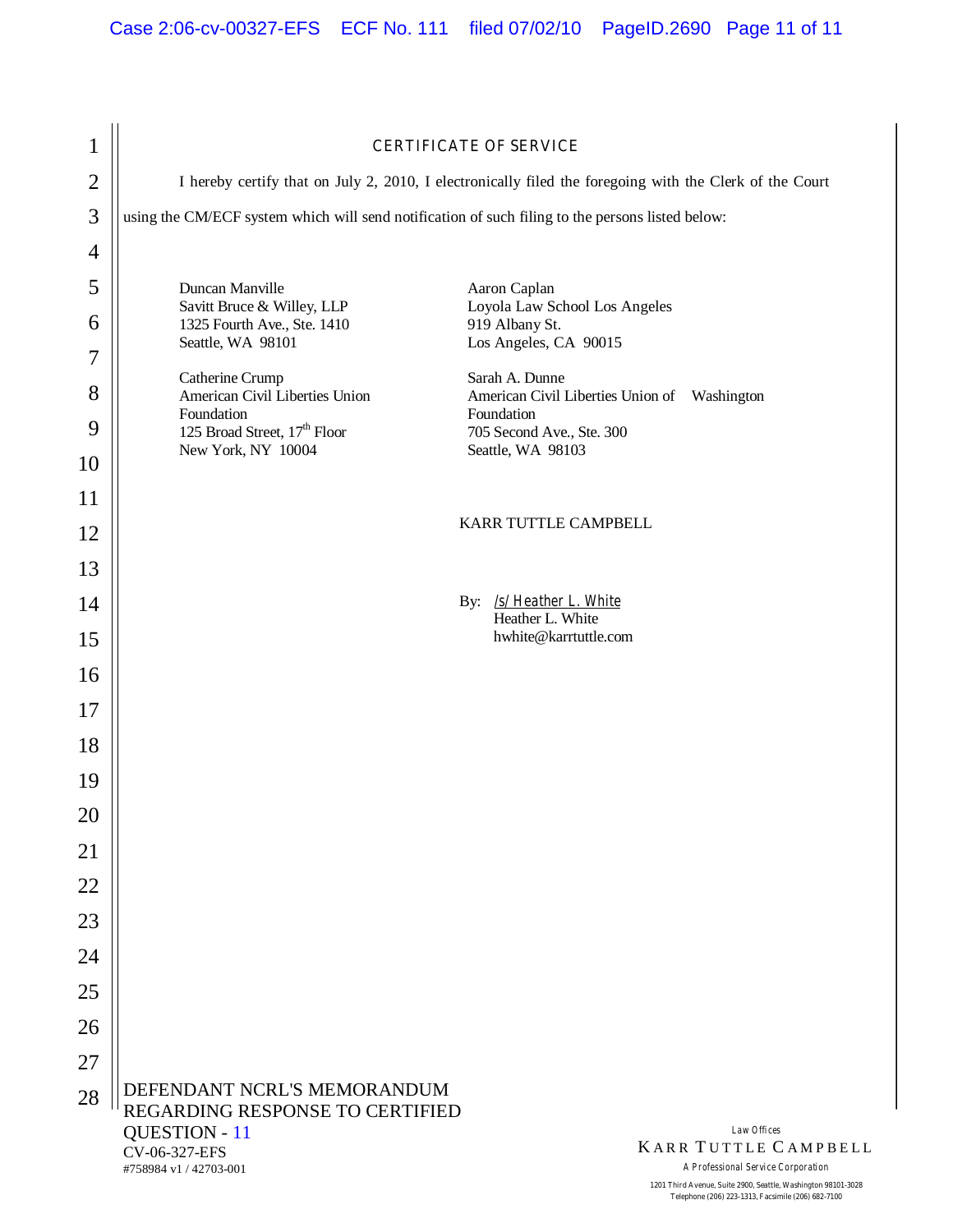# CERTIFICATE OF SERVICE

I hereby certify that on July 2, 2010, I electronically filed the foregoing with the Clerk of the Court using the CM/ECF system which will send notification of such filing to the persons listed below:

Duncan Manville
Savitt Bruce & Willey, LLP
1325 Fourth Ave., Ste. 1410
Seattle, WA 98101

Aaron Caplan
Loyola Law School Los Angeles
919 Albany St.
Los Angeles, CA 90015

Catherine Crump
American Civil Liberties Union Foundation
125 Broad Street, 17th Floor
New York, NY 10004

Sarah A. Dunne
American Civil Liberties Union of Washington Foundation
705 Second Ave., Ste. 300
Seattle, WA 98103

KARR TUTTLE CAMPBELL

By: /s/ Heather L. White
Heather L. White
hwhite@karrtuttle.com

DEFENDANT NCRL'S MEMORANDUM REGARDING RESPONSE TO CERTIFIED QUESTION - 11
CV-06-327-EFS
#758984 v1 / 42703-001

Law Offices
KARR TUTTLE CAMPBELL
A Professional Service Corporation
1201 Third Avenue, Suite 2900, Seattle, Washington 98101-3028
Telephone (206) 223-1313, Facsimile (206) 682-7100